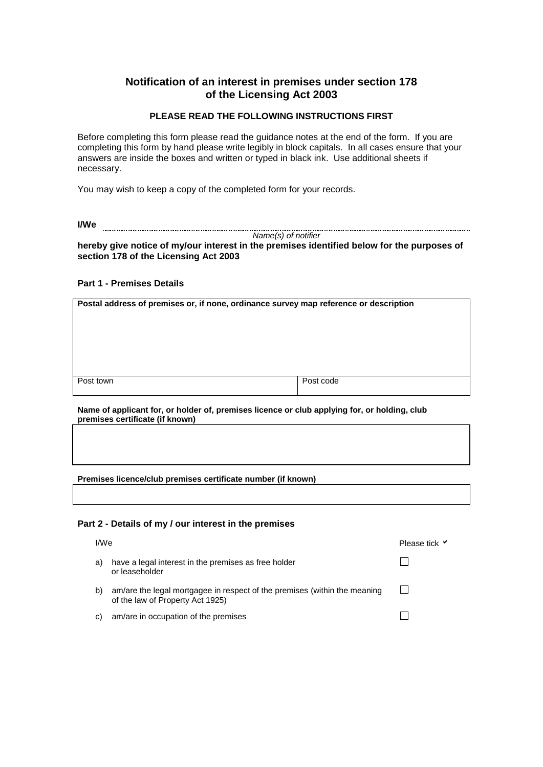# Notification of an interest in premises under section 178 of the Licensing Act 2003

**PLEASE READ THE FOLLOWING INSTRUCTIONS FIRST**

Before completing this form please read the guidance notes at the end of the form. If you are completing this form by hand please write legibly in block capitals. In all cases ensure that your answers are inside the boxes and written or typed in black ink. Use additional sheets if necessary.

You may wish to keep a copy of the completed form for your records.

**I/We** ..........................................................................................................................................

*Name(s) of notifier*

**hereby give notice of my/our interest in the premises identified below for the purposes of section 178 of the Licensing Act 2003**

### Part 1 - Premises Details

| **Postal address of premises or, if none, ordinance survey map reference or description** | |
|---|---|
| | |
| Post town | Post code |

**Name of applicant for, or holder of, premises licence or club applying for, or holding, club premises certificate (if known)**

| |
|---|
| |

**Premises licence/club premises certificate number (if known)**

| |
|---|
| |

### Part 2 - Details of my / our interest in the premises

| I/We | Please tick ✔ |
|---|---|
| a) have a legal interest in the premises as free holder or leaseholder | ☐ |
| b) am/are the legal mortgagee in respect of the premises (within the meaning of the law of Property Act 1925) | ☐ |
| c) am/are in occupation of the premises | ☐ |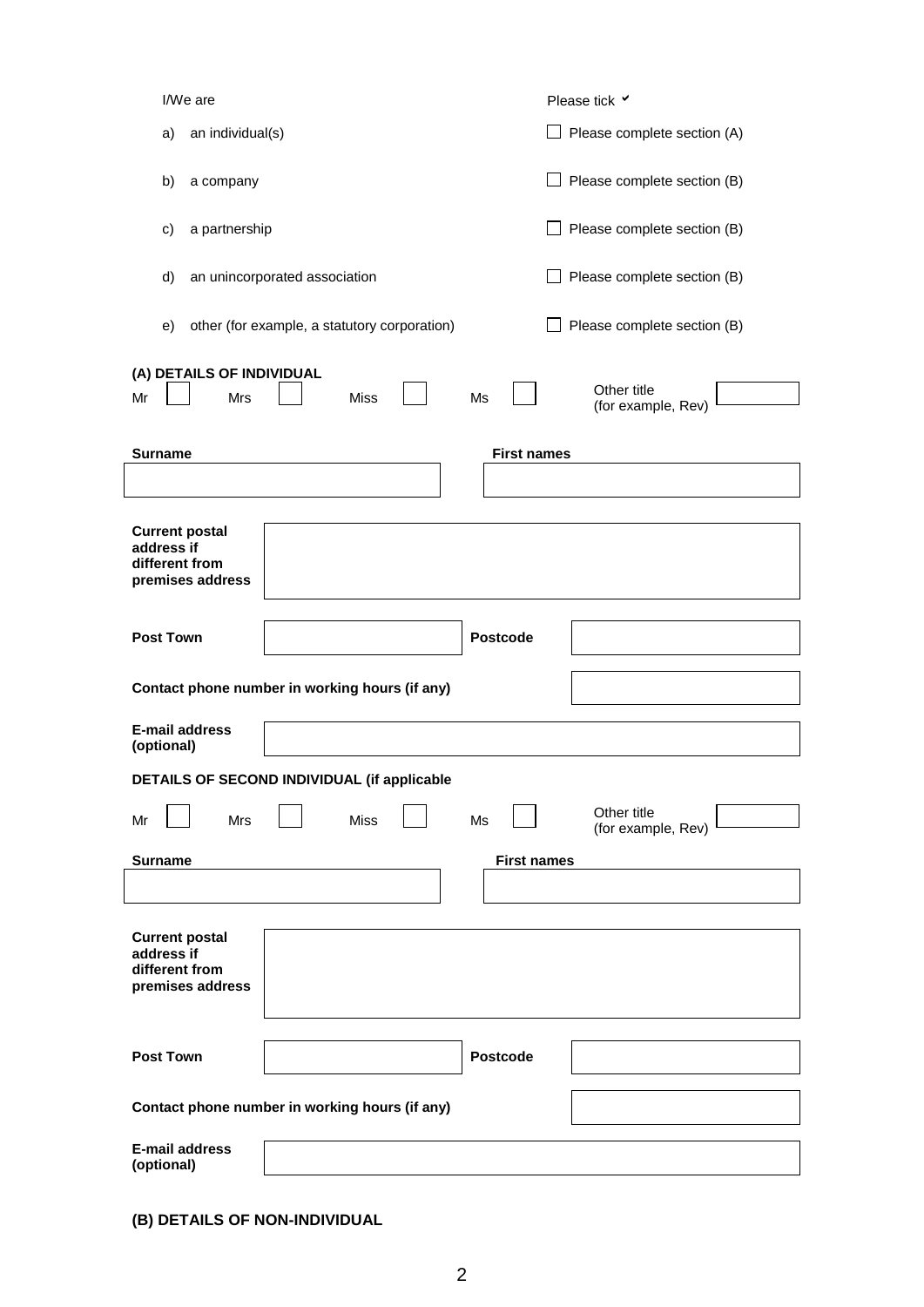I/We are | Please tick ✔

| | | |
|---|---|---|
| a) | an individual(s) | ☐ Please complete section (A) |
| b) | a company | ☐ Please complete section (B) |
| c) | a partnership | ☐ Please complete section (B) |
| d) | an unincorporated association | ☐ Please complete section (B) |
| e) | other (for example, a statutory corporation) | ☐ Please complete section (B) |

**(A) DETAILS OF INDIVIDUAL**

Mr ☐ Mrs ☐ Miss ☐ Ms ☐ Other title (for example, Rev) ______

| **Surname** | **First names** |
|---|---|
| | |

**Current postal address if different from premises address**

______

| **Post Town** | | **Postcode** | |
|---|---|---|---|

**Contact phone number in working hours (if any)** ______

**E-mail address (optional)** ______

**DETAILS OF SECOND INDIVIDUAL (if applicable**

Mr ☐ Mrs ☐ Miss ☐ Ms ☐ Other title (for example, Rev) ______

| **Surname** | **First names** |
|---|---|
| | |

**Current postal address if different from premises address**

______

| **Post Town** | | **Postcode** | |
|---|---|---|---|

**Contact phone number in working hours (if any)** ______

**E-mail address (optional)** ______

**(B) DETAILS OF NON-INDIVIDUAL**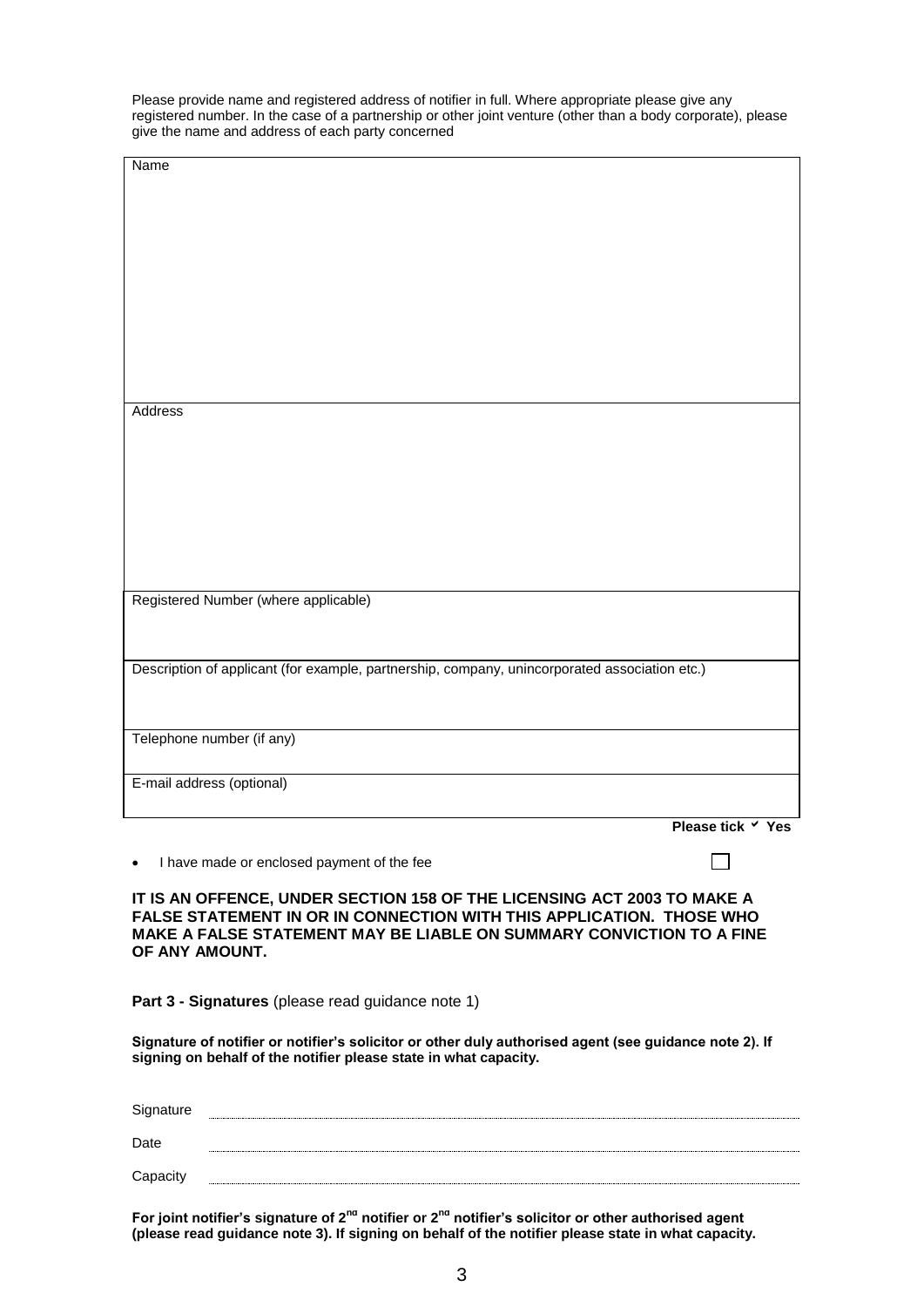Please provide name and registered address of notifier in full. Where appropriate please give any registered number. In the case of a partnership or other joint venture (other than a body corporate), please give the name and address of each party concerned

| Name |
|---|
| Address |
| Registered Number (where applicable) |
| Description of applicant (for example, partnership, company, unincorporated association etc.) |
| Telephone number (if any) |
| E-mail address (optional) |

**Please tick ✓ Yes**

- I have made or enclosed payment of the fee ☐

**IT IS AN OFFENCE, UNDER SECTION 158 OF THE LICENSING ACT 2003 TO MAKE A FALSE STATEMENT IN OR IN CONNECTION WITH THIS APPLICATION. THOSE WHO MAKE A FALSE STATEMENT MAY BE LIABLE ON SUMMARY CONVICTION TO A FINE OF ANY AMOUNT.**

**Part 3 - Signatures** (please read guidance note 1)

**Signature of notifier or notifier's solicitor or other duly authorised agent (see guidance note 2). If signing on behalf of the notifier please state in what capacity.**

Signature ..........................................................................................

Date ..........................................................................................

Capacity ..........................................................................................

**For joint notifier's signature of 2nd notifier or 2nd notifier's solicitor or other authorised agent (please read guidance note 3). If signing on behalf of the notifier please state in what capacity.**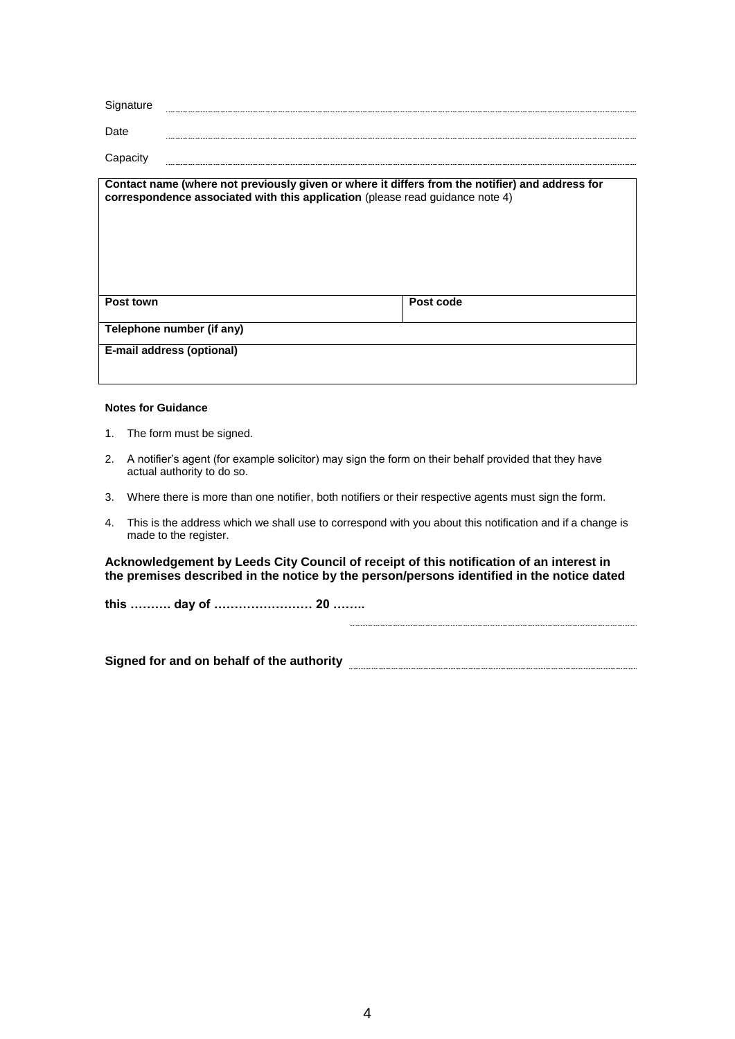Signature ..................................................

Date ..................................................

Capacity ..................................................

| **Contact name (where not previously given or where it differs from the notifier) and address for correspondence associated with this application** (please read guidance note 4) | |
|---|---|
| **Post town** | **Post code** |
| **Telephone number (if any)** | |
| **E-mail address (optional)** | |

**Notes for Guidance**

1. The form must be signed.
2. A notifier's agent (for example solicitor) may sign the form on their behalf provided that they have actual authority to do so.
3. Where there is more than one notifier, both notifiers or their respective agents must sign the form.
4. This is the address which we shall use to correspond with you about this notification and if a change is made to the register.

**Acknowledgement by Leeds City Council of receipt of this notification of an interest in the premises described in the notice by the person/persons identified in the notice dated**

**this ………. day of …………………… 20 ……..**

..................................................

**Signed for and on behalf of the authority** ..................................................